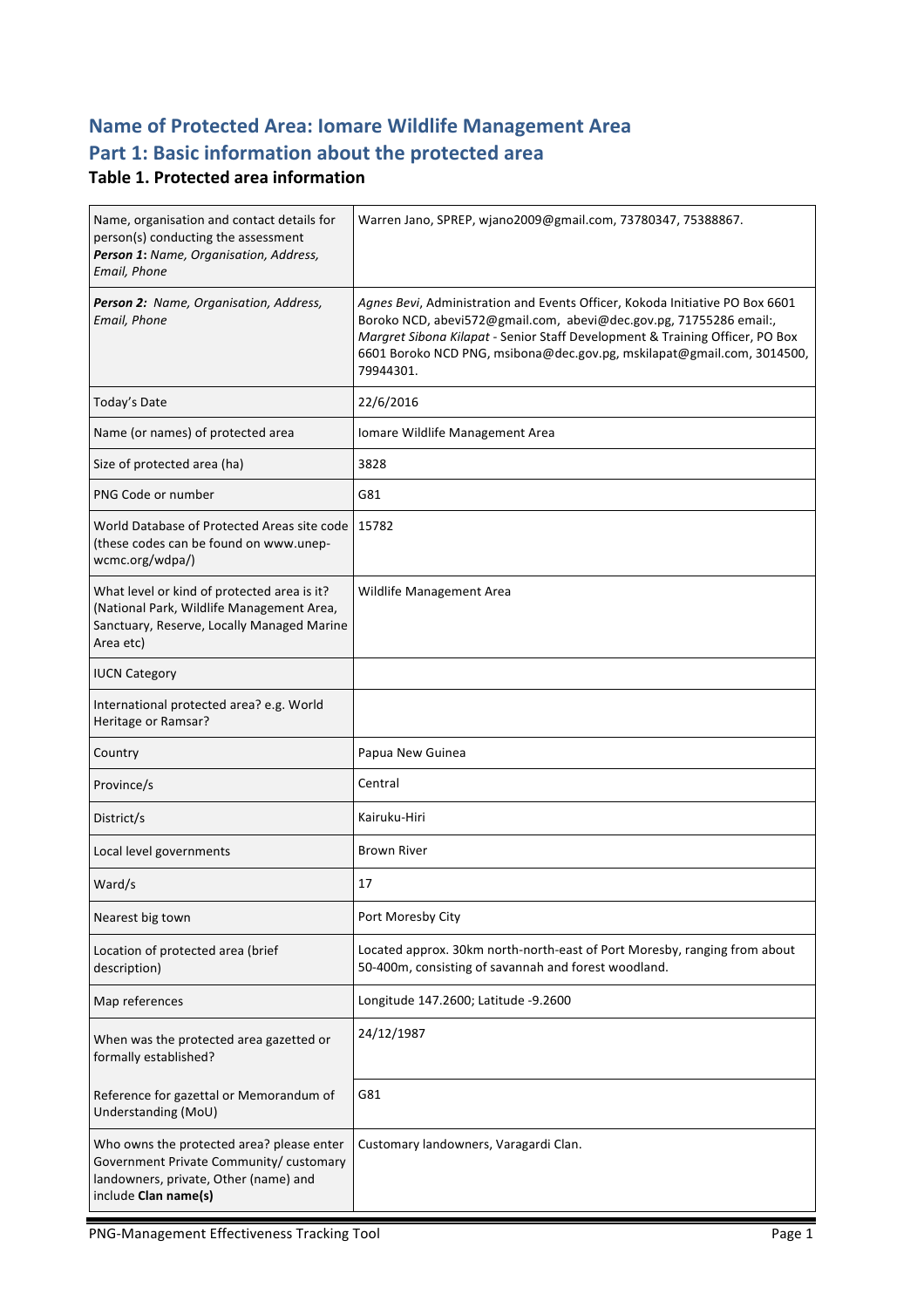## Name of Protected Area: Iomare Wildlife Management Area

## Part 1: Basic information about the protected area

### Table 1. Protected area information

| | |
|---|---|
| Name, organisation and contact details for person(s) conducting the assessment<br>***Person 1**: Name, Organisation, Address, Email, Phone* | Warren Jano, SPREP, wjano2009@gmail.com, 73780347, 75388867. |
| ***Person 2**: Name, Organisation, Address, Email, Phone* | *Agnes Bevi*, Administration and Events Officer, Kokoda Initiative PO Box 6601 Boroko NCD, abevi572@gmail.com, abevi@dec.gov.pg, 71755286 email:, *Margret Sibona Kilapat* - Senior Staff Development & Training Officer, PO Box 6601 Boroko NCD PNG, msibona@dec.gov.pg, mskilapat@gmail.com, 3014500, 79944301. |
| Today's Date | 22/6/2016 |
| Name (or names) of protected area | Iomare Wildlife Management Area |
| Size of protected area (ha) | 3828 |
| PNG Code or number | G81 |
| World Database of Protected Areas site code (these codes can be found on www.unep-wcmc.org/wdpa/) | 15782 |
| What level or kind of protected area is it? (National Park, Wildlife Management Area, Sanctuary, Reserve, Locally Managed Marine Area etc) | Wildlife Management Area |
| IUCN Category | |
| International protected area? e.g. World Heritage or Ramsar? | |
| Country | Papua New Guinea |
| Province/s | Central |
| District/s | Kairuku-Hiri |
| Local level governments | Brown River |
| Ward/s | 17 |
| Nearest big town | Port Moresby City |
| Location of protected area (brief description) | Located approx. 30km north-north-east of Port Moresby, ranging from about 50-400m, consisting of savannah and forest woodland. |
| Map references | Longitude 147.2600; Latitude -9.2600 |
| When was the protected area gazetted or formally established? | 24/12/1987 |
| Reference for gazettal or Memorandum of Understanding (MoU) | G81 |
| Who owns the protected area? please enter Government Private Community/ customary landowners, private, Other (name) and include **Clan name(s)** | Customary landowners, Varagardi Clan. |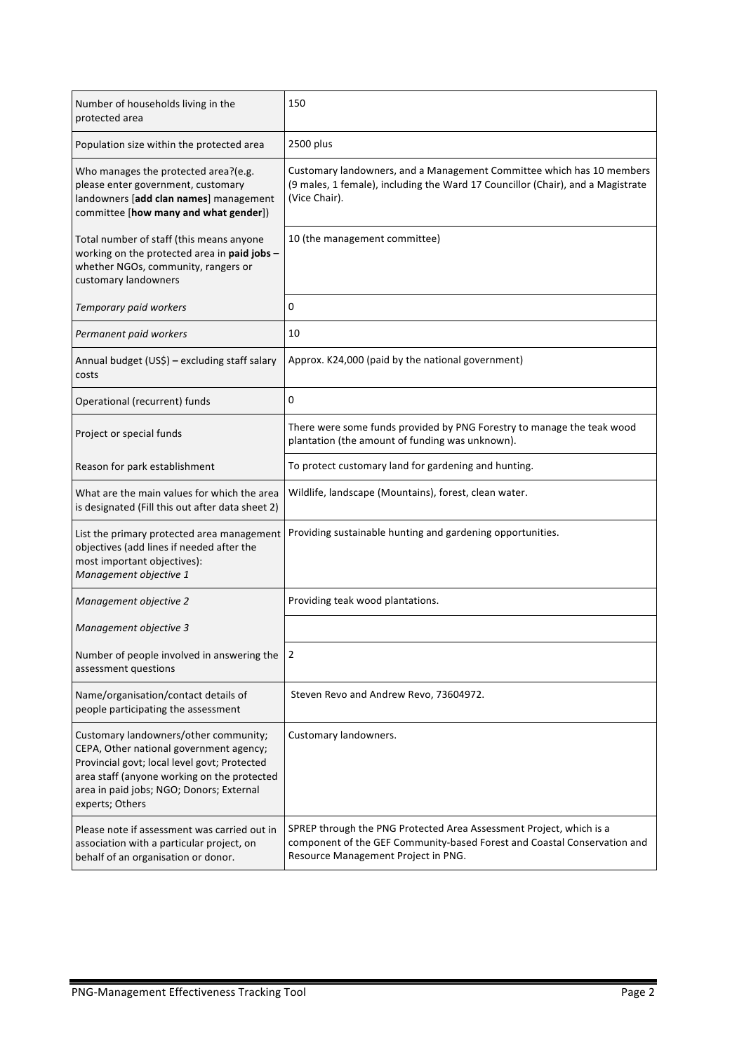| | |
|---|---|
| Number of households living in the protected area | 150 |
| Population size within the protected area | 2500 plus |
| Who manages the protected area?(e.g. please enter government, customary landowners [**add clan names**] management committee [**how many and what gender**]) | Customary landowners, and a Management Committee which has 10 members (9 males, 1 female), including the Ward 17 Councillor (Chair), and a Magistrate (Vice Chair). |
| Total number of staff (this means anyone working on the protected area in **paid jobs** – whether NGOs, community, rangers or customary landowners | 10 (the management committee) |
| *Temporary paid workers* | 0 |
| *Permanent paid workers* | 10 |
| Annual budget (US$) **–** excluding staff salary costs | Approx. K24,000 (paid by the national government) |
| Operational (recurrent) funds | 0 |
| Project or special funds | There were some funds provided by PNG Forestry to manage the teak wood plantation (the amount of funding was unknown). |
| Reason for park establishment | To protect customary land for gardening and hunting. |
| What are the main values for which the area is designated (Fill this out after data sheet 2) | Wildlife, landscape (Mountains), forest, clean water. |
| List the primary protected area management objectives (add lines if needed after the most important objectives): *Management objective 1* | Providing sustainable hunting and gardening opportunities. |
| *Management objective 2* | Providing teak wood plantations. |
| *Management objective 3* | |
| Number of people involved in answering the assessment questions | 2 |
| Name/organisation/contact details of people participating the assessment | Steven Revo and Andrew Revo, 73604972. |
| Customary landowners/other community; CEPA, Other national government agency; Provincial govt; local level govt; Protected area staff (anyone working on the protected area in paid jobs; NGO; Donors; External experts; Others | Customary landowners. |
| Please note if assessment was carried out in association with a particular project, on behalf of an organisation or donor. | SPREP through the PNG Protected Area Assessment Project, which is a component of the GEF Community-based Forest and Coastal Conservation and Resource Management Project in PNG. |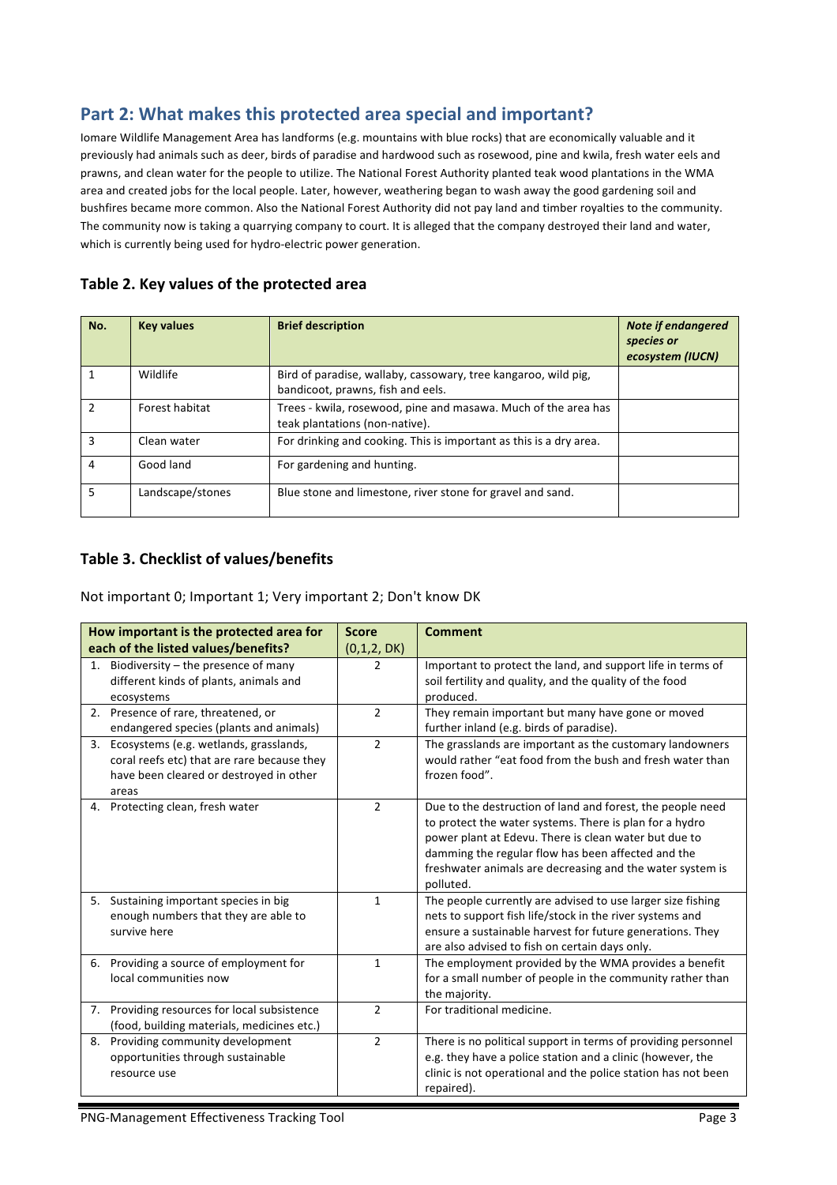## Part 2: What makes this protected area special and important?

Iomare Wildlife Management Area has landforms (e.g. mountains with blue rocks) that are economically valuable and it previously had animals such as deer, birds of paradise and hardwood such as rosewood, pine and kwila, fresh water eels and prawns, and clean water for the people to utilize. The National Forest Authority planted teak wood plantations in the WMA area and created jobs for the local people. Later, however, weathering began to wash away the good gardening soil and bushfires became more common. Also the National Forest Authority did not pay land and timber royalties to the community. The community now is taking a quarrying company to court. It is alleged that the company destroyed their land and water, which is currently being used for hydro-electric power generation.

### Table 2. Key values of the protected area

| No. | Key values | Brief description | *Note if endangered species or ecosystem (IUCN)* |
|---|---|---|---|
| 1 | Wildlife | Bird of paradise, wallaby, cassowary, tree kangaroo, wild pig, bandicoot, prawns, fish and eels. | |
| 2 | Forest habitat | Trees - kwila, rosewood, pine and masawa. Much of the area has teak plantations (non-native). | |
| 3 | Clean water | For drinking and cooking. This is important as this is a dry area. | |
| 4 | Good land | For gardening and hunting. | |
| 5 | Landscape/stones | Blue stone and limestone, river stone for gravel and sand. | |

### Table 3. Checklist of values/benefits

Not important 0; Important 1; Very important 2; Don't know DK

| How important is the protected area for each of the listed values/benefits? | Score (0,1,2, DK) | Comment |
|---|---|---|
| 1. Biodiversity – the presence of many different kinds of plants, animals and ecosystems | 2 | Important to protect the land, and support life in terms of soil fertility and quality, and the quality of the food produced. |
| 2. Presence of rare, threatened, or endangered species (plants and animals) | 2 | They remain important but many have gone or moved further inland (e.g. birds of paradise). |
| 3. Ecosystems (e.g. wetlands, grasslands, coral reefs etc) that are rare because they have been cleared or destroyed in other areas | 2 | The grasslands are important as the customary landowners would rather "eat food from the bush and fresh water than frozen food". |
| 4. Protecting clean, fresh water | 2 | Due to the destruction of land and forest, the people need to protect the water systems. There is plan for a hydro power plant at Edevu. There is clean water but due to damming the regular flow has been affected and the freshwater animals are decreasing and the water system is polluted. |
| 5. Sustaining important species in big enough numbers that they are able to survive here | 1 | The people currently are advised to use larger size fishing nets to support fish life/stock in the river systems and ensure a sustainable harvest for future generations. They are also advised to fish on certain days only. |
| 6. Providing a source of employment for local communities now | 1 | The employment provided by the WMA provides a benefit for a small number of people in the community rather than the majority. |
| 7. Providing resources for local subsistence (food, building materials, medicines etc.) | 2 | For traditional medicine. |
| 8. Providing community development opportunities through sustainable resource use | 2 | There is no political support in terms of providing personnel e.g. they have a police station and a clinic (however, the clinic is not operational and the police station has not been repaired). |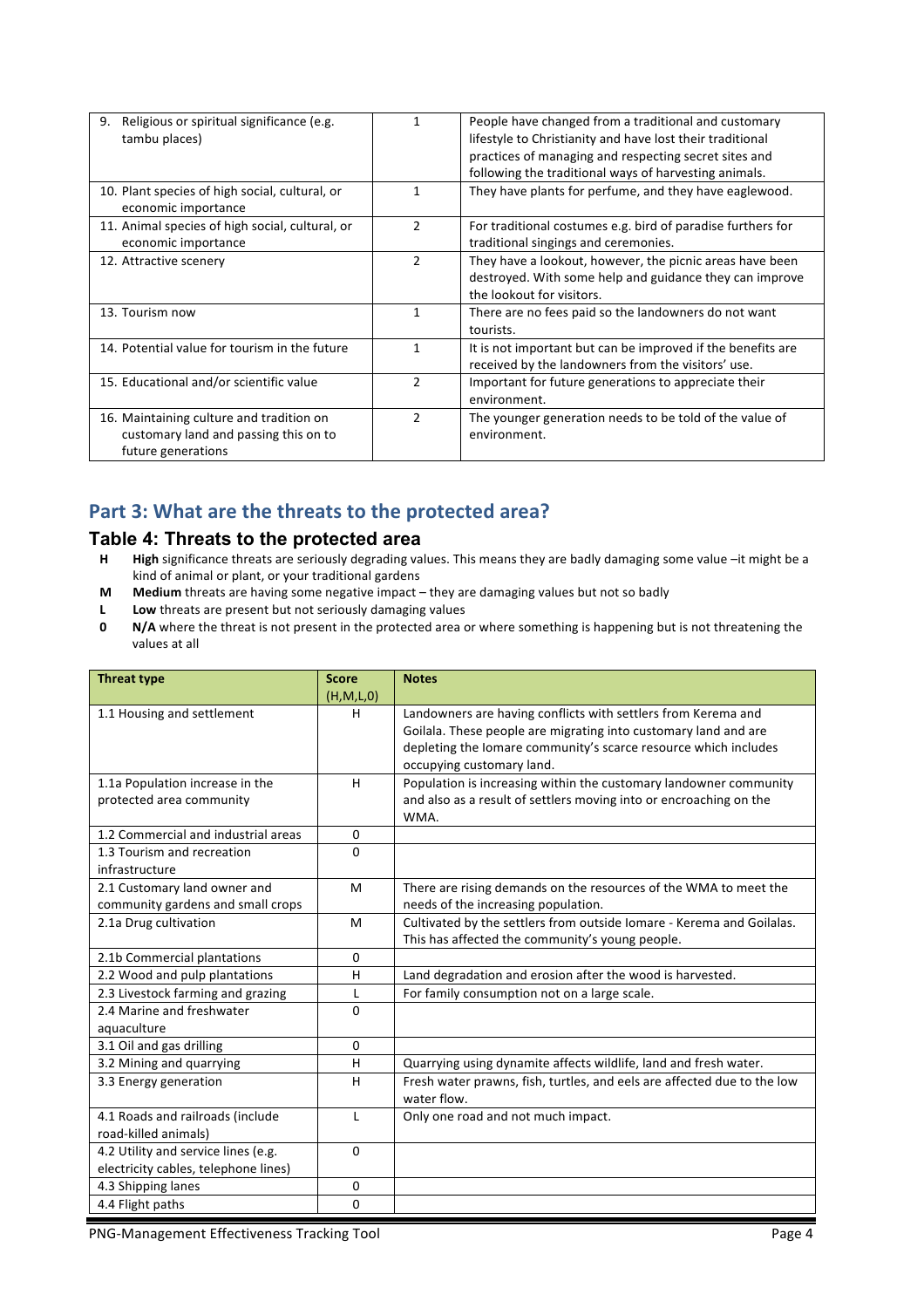| | | |
|---|---|---|
| 9. Religious or spiritual significance (e.g. tambu places) | 1 | People have changed from a traditional and customary lifestyle to Christianity and have lost their traditional practices of managing and respecting secret sites and following the traditional ways of harvesting animals. |
| 10. Plant species of high social, cultural, or economic importance | 1 | They have plants for perfume, and they have eaglewood. |
| 11. Animal species of high social, cultural, or economic importance | 2 | For traditional costumes e.g. bird of paradise furthers for traditional singings and ceremonies. |
| 12. Attractive scenery | 2 | They have a lookout, however, the picnic areas have been destroyed. With some help and guidance they can improve the lookout for visitors. |
| 13. Tourism now | 1 | There are no fees paid so the landowners do not want tourists. |
| 14. Potential value for tourism in the future | 1 | It is not important but can be improved if the benefits are received by the landowners from the visitors' use. |
| 15. Educational and/or scientific value | 2 | Important for future generations to appreciate their environment. |
| 16. Maintaining culture and tradition on customary land and passing this on to future generations | 2 | The younger generation needs to be told of the value of environment. |

## Part 3: What are the threats to the protected area?

### Table 4: Threats to the protected area

- **H** **High** significance threats are seriously degrading values. This means they are badly damaging some value –it might be a kind of animal or plant, or your traditional gardens
- **M** **Medium** threats are having some negative impact – they are damaging values but not so badly
- **L** **Low** threats are present but not seriously damaging values
- **0** **N/A** where the threat is not present in the protected area or where something is happening but is not threatening the values at all

| Threat type | Score (H,M,L,0) | Notes |
|---|---|---|
| 1.1 Housing and settlement | H | Landowners are having conflicts with settlers from Kerema and Goilala. These people are migrating into customary land and are depleting the Iomare community's scarce resource which includes occupying customary land. |
| 1.1a Population increase in the protected area community | H | Population is increasing within the customary landowner community and also as a result of settlers moving into or encroaching on the WMA. |
| 1.2 Commercial and industrial areas | 0 | |
| 1.3 Tourism and recreation infrastructure | 0 | |
| 2.1 Customary land owner and community gardens and small crops | M | There are rising demands on the resources of the WMA to meet the needs of the increasing population. |
| 2.1a Drug cultivation | M | Cultivated by the settlers from outside Iomare - Kerema and Goilalas. This has affected the community's young people. |
| 2.1b Commercial plantations | 0 | |
| 2.2 Wood and pulp plantations | H | Land degradation and erosion after the wood is harvested. |
| 2.3 Livestock farming and grazing | L | For family consumption not on a large scale. |
| 2.4 Marine and freshwater aquaculture | 0 | |
| 3.1 Oil and gas drilling | 0 | |
| 3.2 Mining and quarrying | H | Quarrying using dynamite affects wildlife, land and fresh water. |
| 3.3 Energy generation | H | Fresh water prawns, fish, turtles, and eels are affected due to the low water flow. |
| 4.1 Roads and railroads (include road-killed animals) | L | Only one road and not much impact. |
| 4.2 Utility and service lines (e.g. electricity cables, telephone lines) | 0 | |
| 4.3 Shipping lanes | 0 | |
| 4.4 Flight paths | 0 | |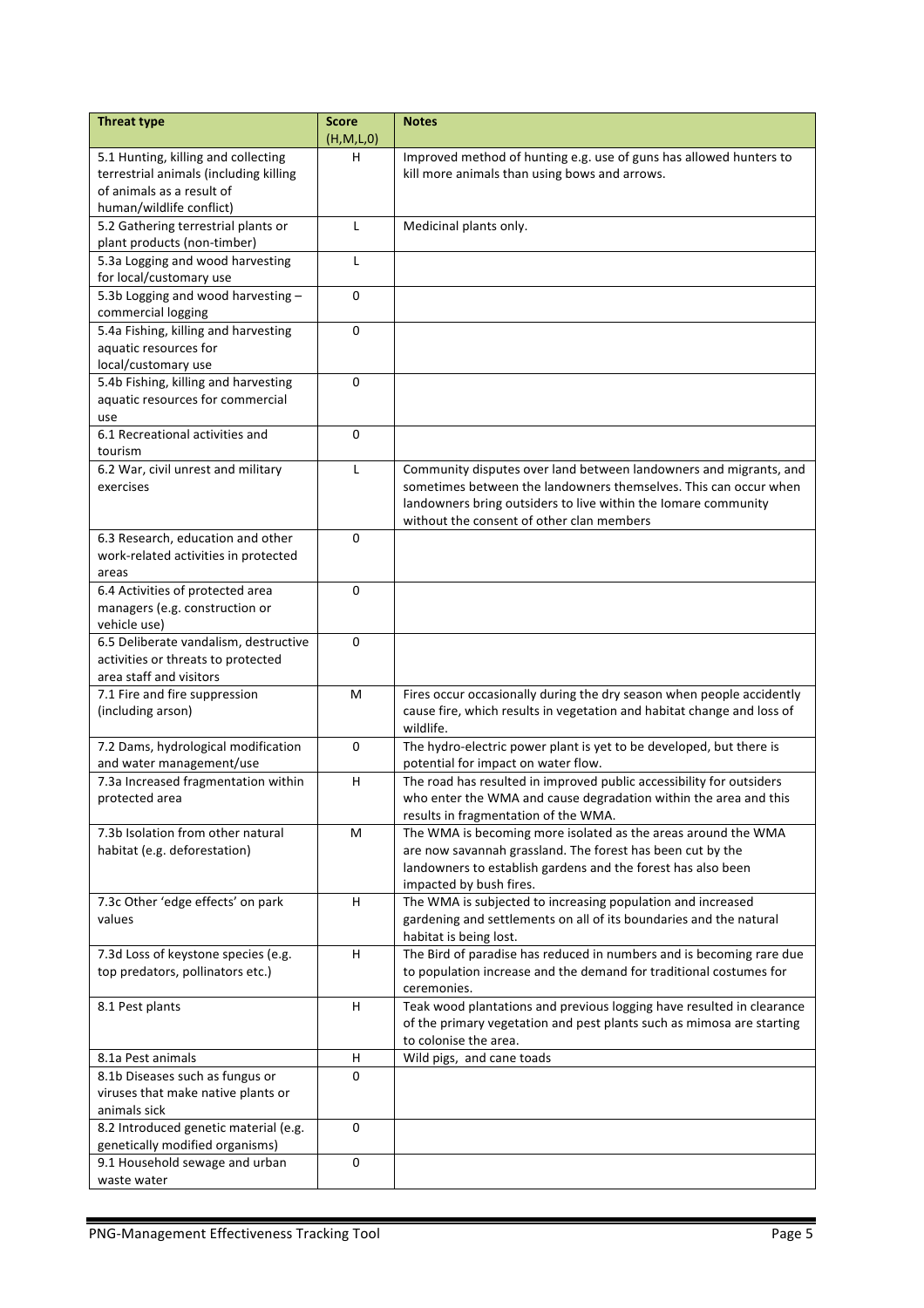| Threat type | Score (H,M,L,0) | Notes |
|---|---|---|
| 5.1 Hunting, killing and collecting terrestrial animals (including killing of animals as a result of human/wildlife conflict) | H | Improved method of hunting e.g. use of guns has allowed hunters to kill more animals than using bows and arrows. |
| 5.2 Gathering terrestrial plants or plant products (non-timber) | L | Medicinal plants only. |
| 5.3a Logging and wood harvesting for local/customary use | L | |
| 5.3b Logging and wood harvesting – commercial logging | 0 | |
| 5.4a Fishing, killing and harvesting aquatic resources for local/customary use | 0 | |
| 5.4b Fishing, killing and harvesting aquatic resources for commercial use | 0 | |
| 6.1 Recreational activities and tourism | 0 | |
| 6.2 War, civil unrest and military exercises | L | Community disputes over land between landowners and migrants, and sometimes between the landowners themselves. This can occur when landowners bring outsiders to live within the Iomare community without the consent of other clan members |
| 6.3 Research, education and other work-related activities in protected areas | 0 | |
| 6.4 Activities of protected area managers (e.g. construction or vehicle use) | 0 | |
| 6.5 Deliberate vandalism, destructive activities or threats to protected area staff and visitors | 0 | |
| 7.1 Fire and fire suppression (including arson) | M | Fires occur occasionally during the dry season when people accidently cause fire, which results in vegetation and habitat change and loss of wildlife. |
| 7.2 Dams, hydrological modification and water management/use | 0 | The hydro-electric power plant is yet to be developed, but there is potential for impact on water flow. |
| 7.3a Increased fragmentation within protected area | H | The road has resulted in improved public accessibility for outsiders who enter the WMA and cause degradation within the area and this results in fragmentation of the WMA. |
| 7.3b Isolation from other natural habitat (e.g. deforestation) | M | The WMA is becoming more isolated as the areas around the WMA are now savannah grassland. The forest has been cut by the landowners to establish gardens and the forest has also been impacted by bush fires. |
| 7.3c Other 'edge effects' on park values | H | The WMA is subjected to increasing population and increased gardening and settlements on all of its boundaries and the natural habitat is being lost. |
| 7.3d Loss of keystone species (e.g. top predators, pollinators etc.) | H | The Bird of paradise has reduced in numbers and is becoming rare due to population increase and the demand for traditional costumes for ceremonies. |
| 8.1 Pest plants | H | Teak wood plantations and previous logging have resulted in clearance of the primary vegetation and pest plants such as mimosa are starting to colonise the area. |
| 8.1a Pest animals | H | Wild pigs, and cane toads |
| 8.1b Diseases such as fungus or viruses that make native plants or animals sick | 0 | |
| 8.2 Introduced genetic material (e.g. genetically modified organisms) | 0 | |
| 9.1 Household sewage and urban waste water | 0 | |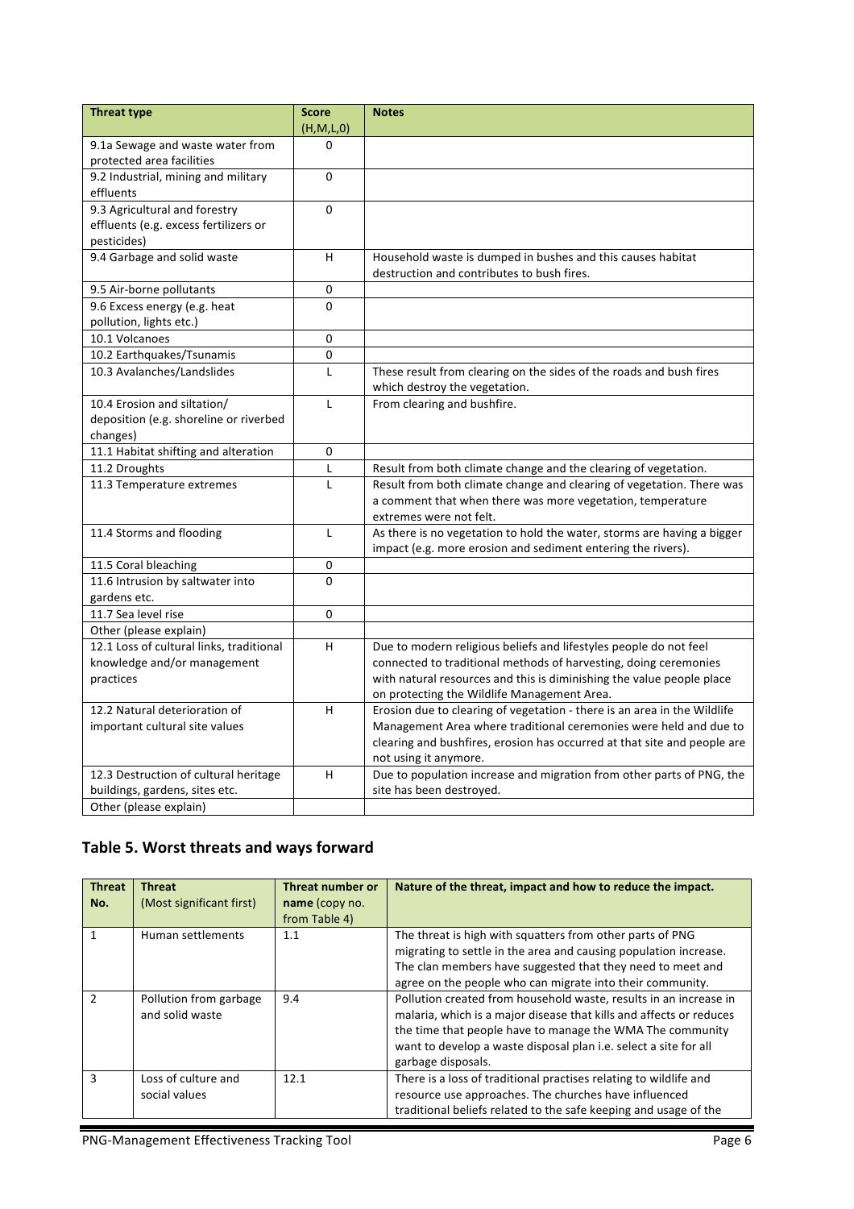| Threat type | Score (H,M,L,0) | Notes |
|---|---|---|
| 9.1a Sewage and waste water from protected area facilities | 0 | |
| 9.2 Industrial, mining and military effluents | 0 | |
| 9.3 Agricultural and forestry effluents (e.g. excess fertilizers or pesticides) | 0 | |
| 9.4 Garbage and solid waste | H | Household waste is dumped in bushes and this causes habitat destruction and contributes to bush fires. |
| 9.5 Air-borne pollutants | 0 | |
| 9.6 Excess energy (e.g. heat pollution, lights etc.) | 0 | |
| 10.1 Volcanoes | 0 | |
| 10.2 Earthquakes/Tsunamis | 0 | |
| 10.3 Avalanches/Landslides | L | These result from clearing on the sides of the roads and bush fires which destroy the vegetation. |
| 10.4 Erosion and siltation/ deposition (e.g. shoreline or riverbed changes) | L | From clearing and bushfire. |
| 11.1 Habitat shifting and alteration | 0 | |
| 11.2 Droughts | L | Result from both climate change and the clearing of vegetation. |
| 11.3 Temperature extremes | L | Result from both climate change and clearing of vegetation. There was a comment that when there was more vegetation, temperature extremes were not felt. |
| 11.4 Storms and flooding | L | As there is no vegetation to hold the water, storms are having a bigger impact (e.g. more erosion and sediment entering the rivers). |
| 11.5 Coral bleaching | 0 | |
| 11.6 Intrusion by saltwater into gardens etc. | 0 | |
| 11.7 Sea level rise | 0 | |
| Other (please explain) | | |
| 12.1 Loss of cultural links, traditional knowledge and/or management practices | H | Due to modern religious beliefs and lifestyles people do not feel connected to traditional methods of harvesting, doing ceremonies with natural resources and this is diminishing the value people place on protecting the Wildlife Management Area. |
| 12.2 Natural deterioration of important cultural site values | H | Erosion due to clearing of vegetation - there is an area in the Wildlife Management Area where traditional ceremonies were held and due to clearing and bushfires, erosion has occurred at that site and people are not using it anymore. |
| 12.3 Destruction of cultural heritage buildings, gardens, sites etc. | H | Due to population increase and migration from other parts of PNG, the site has been destroyed. |
| Other (please explain) | | |

## Table 5. Worst threats and ways forward

| Threat No. | Threat (Most significant first) | Threat number or name (copy no. from Table 4) | Nature of the threat, impact and how to reduce the impact. |
|---|---|---|---|
| 1 | Human settlements | 1.1 | The threat is high with squatters from other parts of PNG migrating to settle in the area and causing population increase. The clan members have suggested that they need to meet and agree on the people who can migrate into their community. |
| 2 | Pollution from garbage and solid waste | 9.4 | Pollution created from household waste, results in an increase in malaria, which is a major disease that kills and affects or reduces the time that people have to manage the WMA The community want to develop a waste disposal plan i.e. select a site for all garbage disposals. |
| 3 | Loss of culture and social values | 12.1 | There is a loss of traditional practises relating to wildlife and resource use approaches. The churches have influenced traditional beliefs related to the safe keeping and usage of the |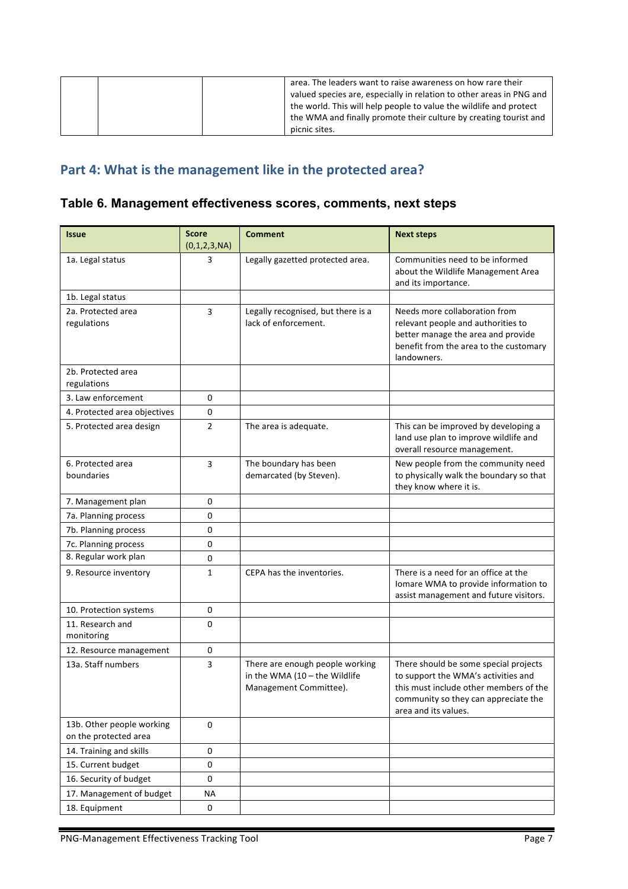| | | | area. The leaders want to raise awareness on how rare their valued species are, especially in relation to other areas in PNG and the world. This will help people to value the wildlife and protect the WMA and finally promote their culture by creating tourist and picnic sites. |
|---|---|---|---|

## Part 4: What is the management like in the protected area?

### Table 6. Management effectiveness scores, comments, next steps

| Issue | Score (0,1,2,3,NA) | Comment | Next steps |
|---|---|---|---|
| 1a. Legal status | 3 | Legally gazetted protected area. | Communities need to be informed about the Wildlife Management Area and its importance. |
| 1b. Legal status | | | |
| 2a. Protected area regulations | 3 | Legally recognised, but there is a lack of enforcement. | Needs more collaboration from relevant people and authorities to better manage the area and provide benefit from the area to the customary landowners. |
| 2b. Protected area regulations | | | |
| 3. Law enforcement | 0 | | |
| 4. Protected area objectives | 0 | | |
| 5. Protected area design | 2 | The area is adequate. | This can be improved by developing a land use plan to improve wildlife and overall resource management. |
| 6. Protected area boundaries | 3 | The boundary has been demarcated (by Steven). | New people from the community need to physically walk the boundary so that they know where it is. |
| 7. Management plan | 0 | | |
| 7a. Planning process | 0 | | |
| 7b. Planning process | 0 | | |
| 7c. Planning process | 0 | | |
| 8. Regular work plan | 0 | | |
| 9. Resource inventory | 1 | CEPA has the inventories. | There is a need for an office at the Iomare WMA to provide information to assist management and future visitors. |
| 10. Protection systems | 0 | | |
| 11. Research and monitoring | 0 | | |
| 12. Resource management | 0 | | |
| 13a. Staff numbers | 3 | There are enough people working in the WMA (10 – the Wildlife Management Committee). | There should be some special projects to support the WMA's activities and this must include other members of the community so they can appreciate the area and its values. |
| 13b. Other people working on the protected area | 0 | | |
| 14. Training and skills | 0 | | |
| 15. Current budget | 0 | | |
| 16. Security of budget | 0 | | |
| 17. Management of budget | NA | | |
| 18. Equipment | 0 | | |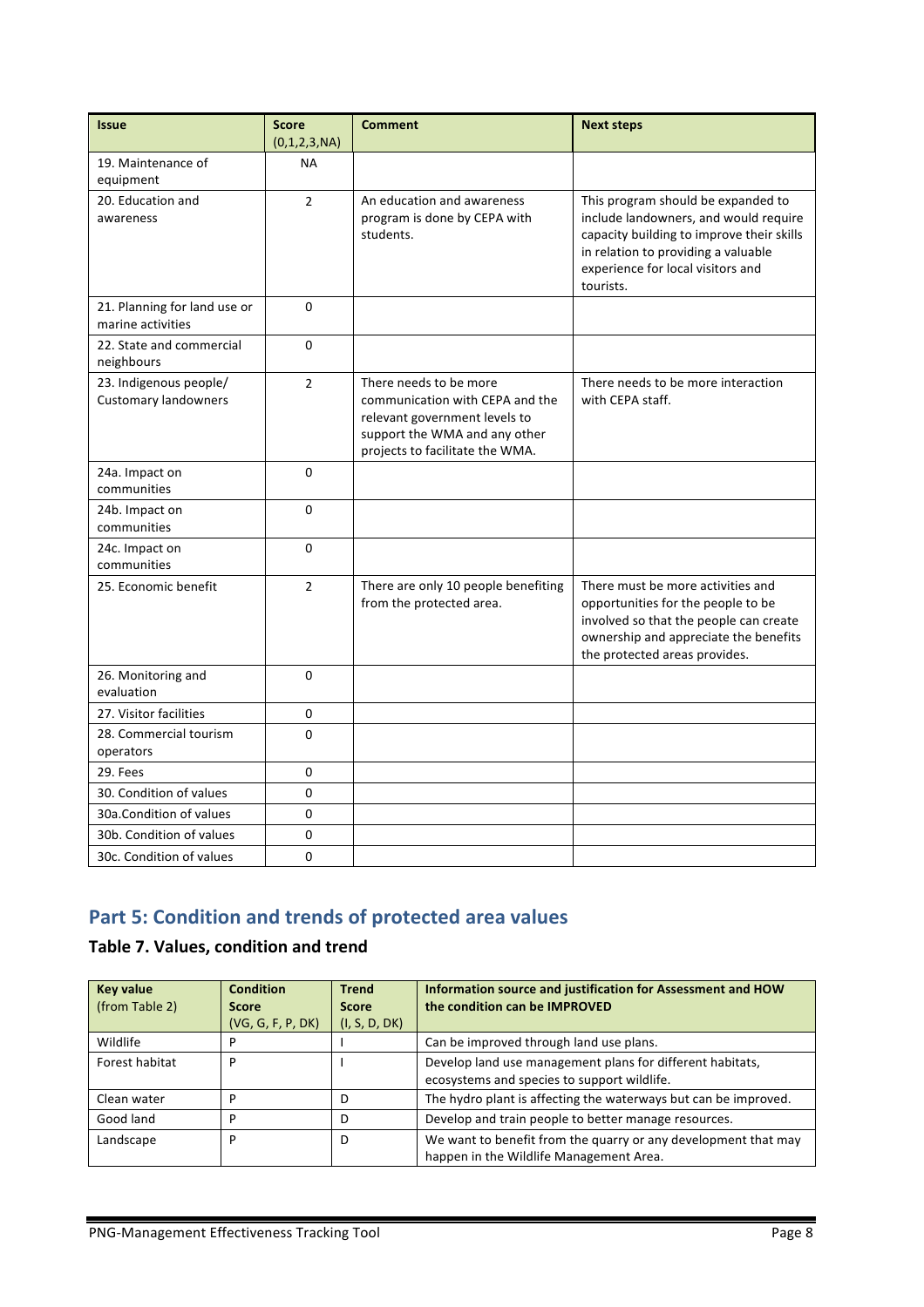| Issue | Score (0,1,2,3,NA) | Comment | Next steps |
|---|---|---|---|
| 19. Maintenance of equipment | NA | | |
| 20. Education and awareness | 2 | An education and awareness program is done by CEPA with students. | This program should be expanded to include landowners, and would require capacity building to improve their skills in relation to providing a valuable experience for local visitors and tourists. |
| 21. Planning for land use or marine activities | 0 | | |
| 22. State and commercial neighbours | 0 | | |
| 23. Indigenous people/ Customary landowners | 2 | There needs to be more communication with CEPA and the relevant government levels to support the WMA and any other projects to facilitate the WMA. | There needs to be more interaction with CEPA staff. |
| 24a. Impact on communities | 0 | | |
| 24b. Impact on communities | 0 | | |
| 24c. Impact on communities | 0 | | |
| 25. Economic benefit | 2 | There are only 10 people benefiting from the protected area. | There must be more activities and opportunities for the people to be involved so that the people can create ownership and appreciate the benefits the protected areas provides. |
| 26. Monitoring and evaluation | 0 | | |
| 27. Visitor facilities | 0 | | |
| 28. Commercial tourism operators | 0 | | |
| 29. Fees | 0 | | |
| 30. Condition of values | 0 | | |
| 30a.Condition of values | 0 | | |
| 30b. Condition of values | 0 | | |
| 30c. Condition of values | 0 | | |

## Part 5: Condition and trends of protected area values

### Table 7. Values, condition and trend

| Key value (from Table 2) | Condition Score (VG, G, F, P, DK) | Trend Score (I, S, D, DK) | Information source and justification for Assessment and HOW the condition can be IMPROVED |
|---|---|---|---|
| Wildlife | P | I | Can be improved through land use plans. |
| Forest habitat | P | I | Develop land use management plans for different habitats, ecosystems and species to support wildlife. |
| Clean water | P | D | The hydro plant is affecting the waterways but can be improved. |
| Good land | P | D | Develop and train people to better manage resources. |
| Landscape | P | D | We want to benefit from the quarry or any development that may happen in the Wildlife Management Area. |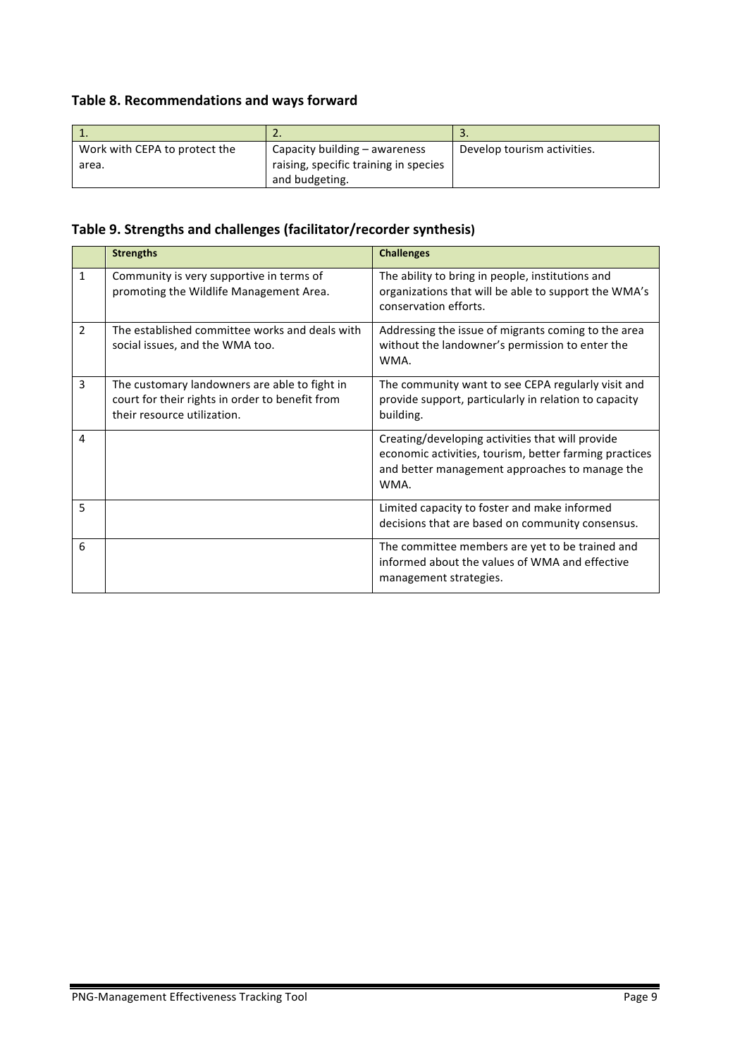### Table 8. Recommendations and ways forward

| 1. | 2. | 3. |
|---|---|---|
| Work with CEPA to protect the area. | Capacity building – awareness raising, specific training in species and budgeting. | Develop tourism activities. |

### Table 9. Strengths and challenges (facilitator/recorder synthesis)

| | Strengths | Challenges |
|---|---|---|
| 1 | Community is very supportive in terms of promoting the Wildlife Management Area. | The ability to bring in people, institutions and organizations that will be able to support the WMA's conservation efforts. |
| 2 | The established committee works and deals with social issues, and the WMA too. | Addressing the issue of migrants coming to the area without the landowner's permission to enter the WMA. |
| 3 | The customary landowners are able to fight in court for their rights in order to benefit from their resource utilization. | The community want to see CEPA regularly visit and provide support, particularly in relation to capacity building. |
| 4 | | Creating/developing activities that will provide economic activities, tourism, better farming practices and better management approaches to manage the WMA. |
| 5 | | Limited capacity to foster and make informed decisions that are based on community consensus. |
| 6 | | The committee members are yet to be trained and informed about the values of WMA and effective management strategies. |